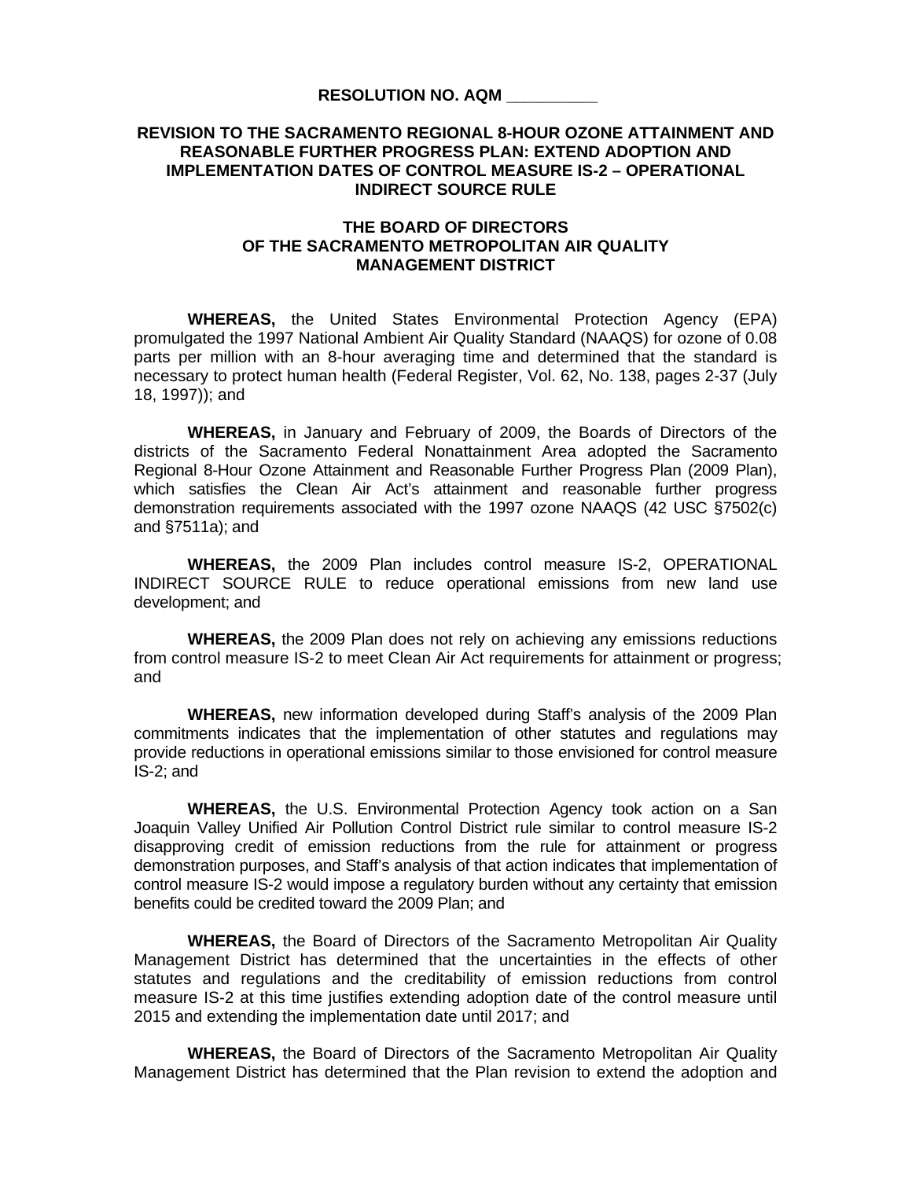**RESOLUTION NO. AQM __________**

**REVISION TO THE SACRAMENTO REGIONAL 8-HOUR OZONE ATTAINMENT AND REASONABLE FURTHER PROGRESS PLAN: EXTEND ADOPTION AND IMPLEMENTATION DATES OF CONTROL MEASURE IS-2 – OPERATIONAL INDIRECT SOURCE RULE**

**THE BOARD OF DIRECTORS OF THE SACRAMENTO METROPOLITAN AIR QUALITY MANAGEMENT DISTRICT**

**WHEREAS,** the United States Environmental Protection Agency (EPA) promulgated the 1997 National Ambient Air Quality Standard (NAAQS) for ozone of 0.08 parts per million with an 8-hour averaging time and determined that the standard is necessary to protect human health (Federal Register, Vol. 62, No. 138, pages 2-37 (July 18, 1997)); and

**WHEREAS,** in January and February of 2009, the Boards of Directors of the districts of the Sacramento Federal Nonattainment Area adopted the Sacramento Regional 8-Hour Ozone Attainment and Reasonable Further Progress Plan (2009 Plan), which satisfies the Clean Air Act's attainment and reasonable further progress demonstration requirements associated with the 1997 ozone NAAQS (42 USC §7502(c) and §7511a); and

**WHEREAS,** the 2009 Plan includes control measure IS-2, OPERATIONAL INDIRECT SOURCE RULE to reduce operational emissions from new land use development; and

**WHEREAS,** the 2009 Plan does not rely on achieving any emissions reductions from control measure IS-2 to meet Clean Air Act requirements for attainment or progress; and

**WHEREAS,** new information developed during Staff's analysis of the 2009 Plan commitments indicates that the implementation of other statutes and regulations may provide reductions in operational emissions similar to those envisioned for control measure IS-2; and

**WHEREAS,** the U.S. Environmental Protection Agency took action on a San Joaquin Valley Unified Air Pollution Control District rule similar to control measure IS-2 disapproving credit of emission reductions from the rule for attainment or progress demonstration purposes, and Staff's analysis of that action indicates that implementation of control measure IS-2 would impose a regulatory burden without any certainty that emission benefits could be credited toward the 2009 Plan; and

**WHEREAS,** the Board of Directors of the Sacramento Metropolitan Air Quality Management District has determined that the uncertainties in the effects of other statutes and regulations and the creditability of emission reductions from control measure IS-2 at this time justifies extending adoption date of the control measure until 2015 and extending the implementation date until 2017; and

**WHEREAS,** the Board of Directors of the Sacramento Metropolitan Air Quality Management District has determined that the Plan revision to extend the adoption and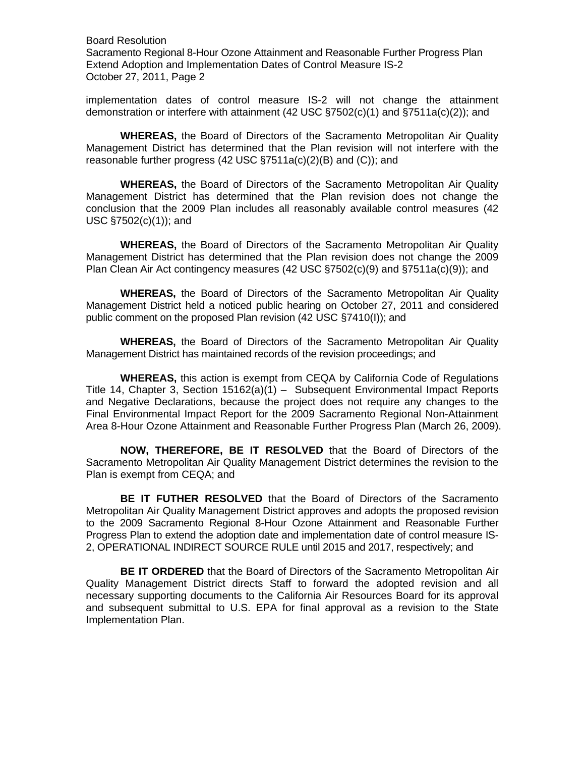implementation dates of control measure IS-2 will not change the attainment demonstration or interfere with attainment (42 USC §7502(c)(1) and §7511a(c)(2)); and

**WHEREAS,** the Board of Directors of the Sacramento Metropolitan Air Quality Management District has determined that the Plan revision will not interfere with the reasonable further progress (42 USC §7511a(c)(2)(B) and (C)); and

**WHEREAS,** the Board of Directors of the Sacramento Metropolitan Air Quality Management District has determined that the Plan revision does not change the conclusion that the 2009 Plan includes all reasonably available control measures (42 USC §7502(c)(1)); and

**WHEREAS,** the Board of Directors of the Sacramento Metropolitan Air Quality Management District has determined that the Plan revision does not change the 2009 Plan Clean Air Act contingency measures (42 USC §7502(c)(9) and §7511a(c)(9)); and

**WHEREAS,** the Board of Directors of the Sacramento Metropolitan Air Quality Management District held a noticed public hearing on October 27, 2011 and considered public comment on the proposed Plan revision (42 USC §7410(I)); and

**WHEREAS,** the Board of Directors of the Sacramento Metropolitan Air Quality Management District has maintained records of the revision proceedings; and

**WHEREAS,** this action is exempt from CEQA by California Code of Regulations Title 14, Chapter 3, Section 15162(a)(1) – Subsequent Environmental Impact Reports and Negative Declarations, because the project does not require any changes to the Final Environmental Impact Report for the 2009 Sacramento Regional Non-Attainment Area 8-Hour Ozone Attainment and Reasonable Further Progress Plan (March 26, 2009).

**NOW, THEREFORE, BE IT RESOLVED** that the Board of Directors of the Sacramento Metropolitan Air Quality Management District determines the revision to the Plan is exempt from CEQA; and

**BE IT FUTHER RESOLVED** that the Board of Directors of the Sacramento Metropolitan Air Quality Management District approves and adopts the proposed revision to the 2009 Sacramento Regional 8-Hour Ozone Attainment and Reasonable Further Progress Plan to extend the adoption date and implementation date of control measure IS-2, OPERATIONAL INDIRECT SOURCE RULE until 2015 and 2017, respectively; and

**BE IT ORDERED** that the Board of Directors of the Sacramento Metropolitan Air Quality Management District directs Staff to forward the adopted revision and all necessary supporting documents to the California Air Resources Board for its approval and subsequent submittal to U.S. EPA for final approval as a revision to the State Implementation Plan.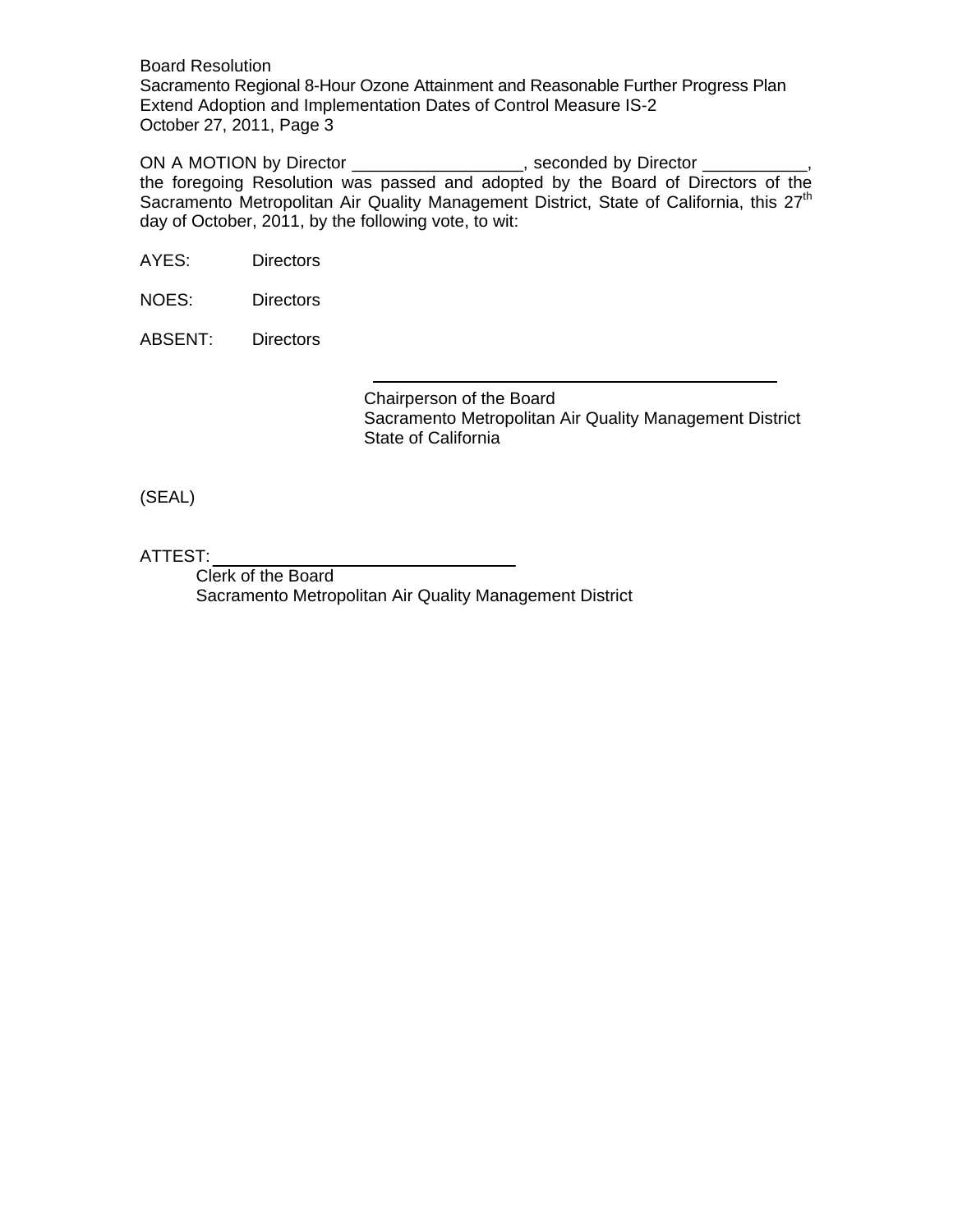ON A MOTION by Director __________________, seconded by Director ___________, the foregoing Resolution was passed and adopted by the Board of Directors of the Sacramento Metropolitan Air Quality Management District, State of California, this 27th day of October, 2011, by the following vote, to wit:

AYES: Directors

NOES: Directors

ABSENT: Directors

____________________________________________

Chairperson of the Board
Sacramento Metropolitan Air Quality Management District
State of California

(SEAL)

ATTEST: ______________________________

Clerk of the Board
Sacramento Metropolitan Air Quality Management District